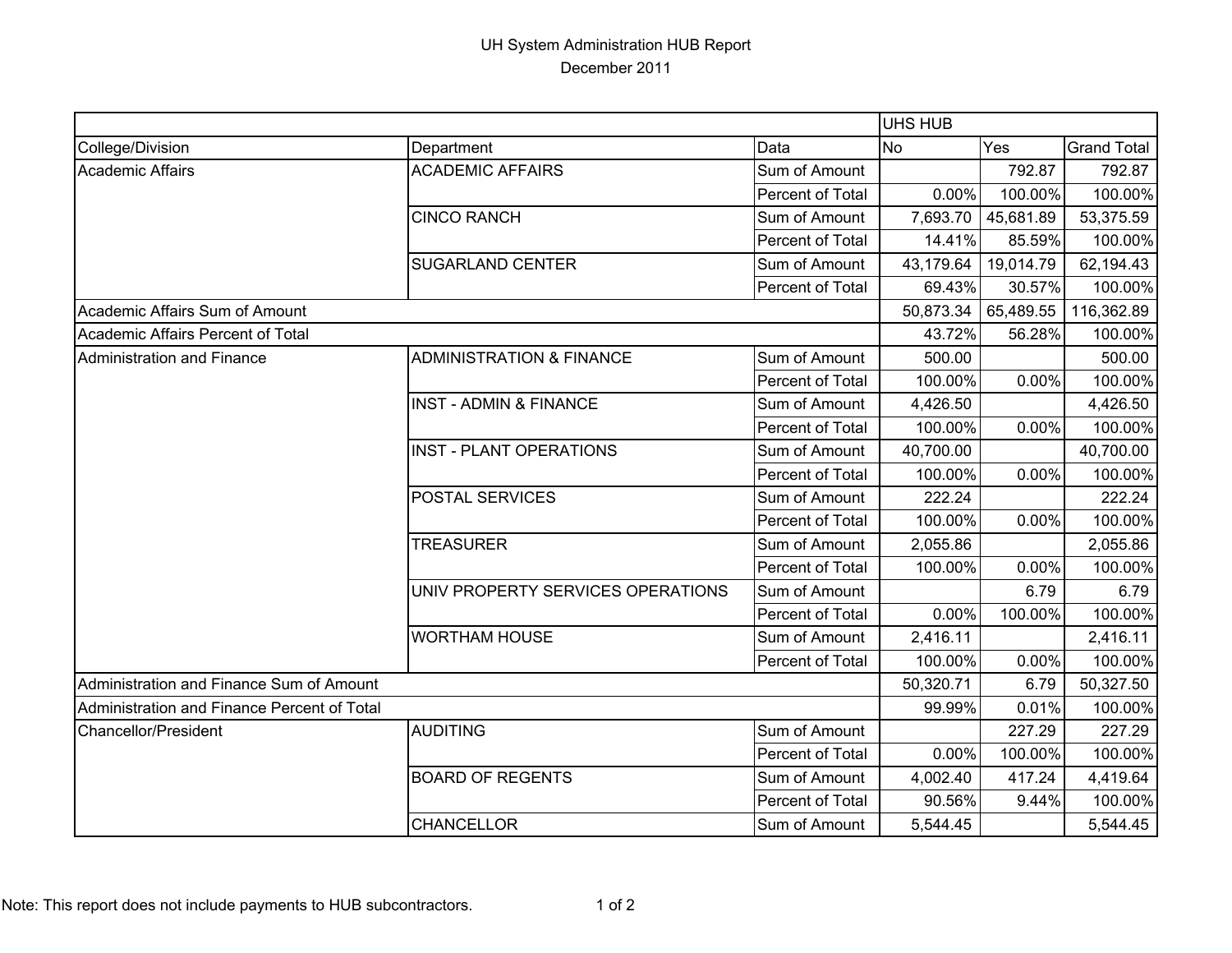# UH System Administration HUB Report

December 2011

| | | | UHS HUB | | |
|---|---|---|---|---|---|
| College/Division | Department | Data | No | Yes | Grand Total |
| Academic Affairs | ACADEMIC AFFAIRS | Sum of Amount | | 792.87 | 792.87 |
| | | Percent of Total | 0.00% | 100.00% | 100.00% |
| | CINCO RANCH | Sum of Amount | 7,693.70 | 45,681.89 | 53,375.59 |
| | | Percent of Total | 14.41% | 85.59% | 100.00% |
| | SUGARLAND CENTER | Sum of Amount | 43,179.64 | 19,014.79 | 62,194.43 |
| | | Percent of Total | 69.43% | 30.57% | 100.00% |
| Academic Affairs Sum of Amount | | | 50,873.34 | 65,489.55 | 116,362.89 |
| Academic Affairs Percent of Total | | | 43.72% | 56.28% | 100.00% |
| Administration and Finance | ADMINISTRATION & FINANCE | Sum of Amount | 500.00 | | 500.00 |
| | | Percent of Total | 100.00% | 0.00% | 100.00% |
| | INST - ADMIN & FINANCE | Sum of Amount | 4,426.50 | | 4,426.50 |
| | | Percent of Total | 100.00% | 0.00% | 100.00% |
| | INST - PLANT OPERATIONS | Sum of Amount | 40,700.00 | | 40,700.00 |
| | | Percent of Total | 100.00% | 0.00% | 100.00% |
| | POSTAL SERVICES | Sum of Amount | 222.24 | | 222.24 |
| | | Percent of Total | 100.00% | 0.00% | 100.00% |
| | TREASURER | Sum of Amount | 2,055.86 | | 2,055.86 |
| | | Percent of Total | 100.00% | 0.00% | 100.00% |
| | UNIV PROPERTY SERVICES OPERATIONS | Sum of Amount | | 6.79 | 6.79 |
| | | Percent of Total | 0.00% | 100.00% | 100.00% |
| | WORTHAM HOUSE | Sum of Amount | 2,416.11 | | 2,416.11 |
| | | Percent of Total | 100.00% | 0.00% | 100.00% |
| Administration and Finance Sum of Amount | | | 50,320.71 | 6.79 | 50,327.50 |
| Administration and Finance Percent of Total | | | 99.99% | 0.01% | 100.00% |
| Chancellor/President | AUDITING | Sum of Amount | | 227.29 | 227.29 |
| | | Percent of Total | 0.00% | 100.00% | 100.00% |
| | BOARD OF REGENTS | Sum of Amount | 4,002.40 | 417.24 | 4,419.64 |
| | | Percent of Total | 90.56% | 9.44% | 100.00% |
| | CHANCELLOR | Sum of Amount | 5,544.45 | | 5,544.45 |

Note: This report does not include payments to HUB subcontractors.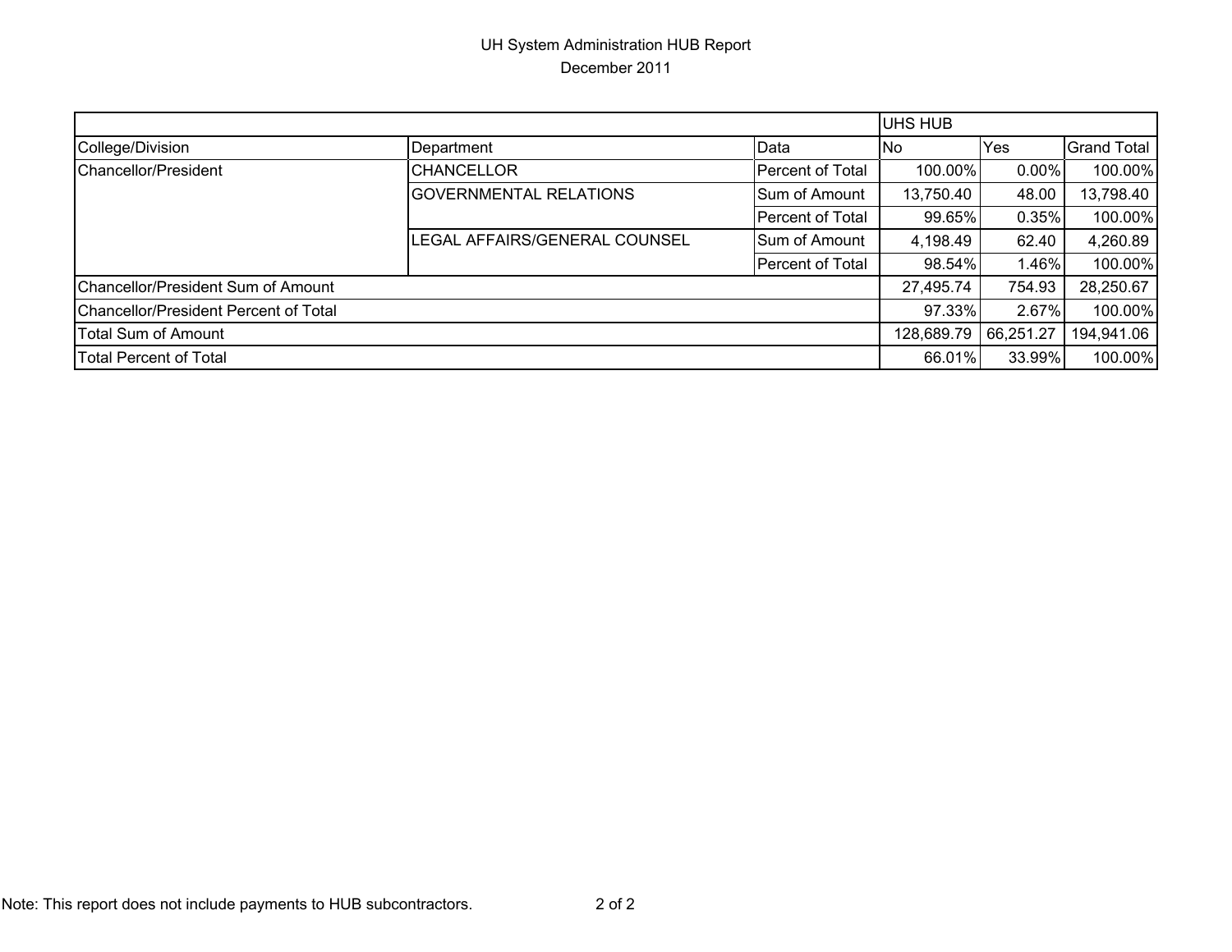UH System Administration HUB Report

December 2011

| | | | UHS HUB | | |
|---|---|---|---|---|---|
| College/Division | Department | Data | No | Yes | Grand Total |
| Chancellor/President | CHANCELLOR | Percent of Total | 100.00% | 0.00% | 100.00% |
| | GOVERNMENTAL RELATIONS | Sum of Amount | 13,750.40 | 48.00 | 13,798.40 |
| | | Percent of Total | 99.65% | 0.35% | 100.00% |
| | LEGAL AFFAIRS/GENERAL COUNSEL | Sum of Amount | 4,198.49 | 62.40 | 4,260.89 |
| | | Percent of Total | 98.54% | 1.46% | 100.00% |
| Chancellor/President Sum of Amount | | | 27,495.74 | 754.93 | 28,250.67 |
| Chancellor/President Percent of Total | | | 97.33% | 2.67% | 100.00% |
| Total Sum of Amount | | | 128,689.79 | 66,251.27 | 194,941.06 |
| Total Percent of Total | | | 66.01% | 33.99% | 100.00% |

Note: This report does not include payments to HUB subcontractors.